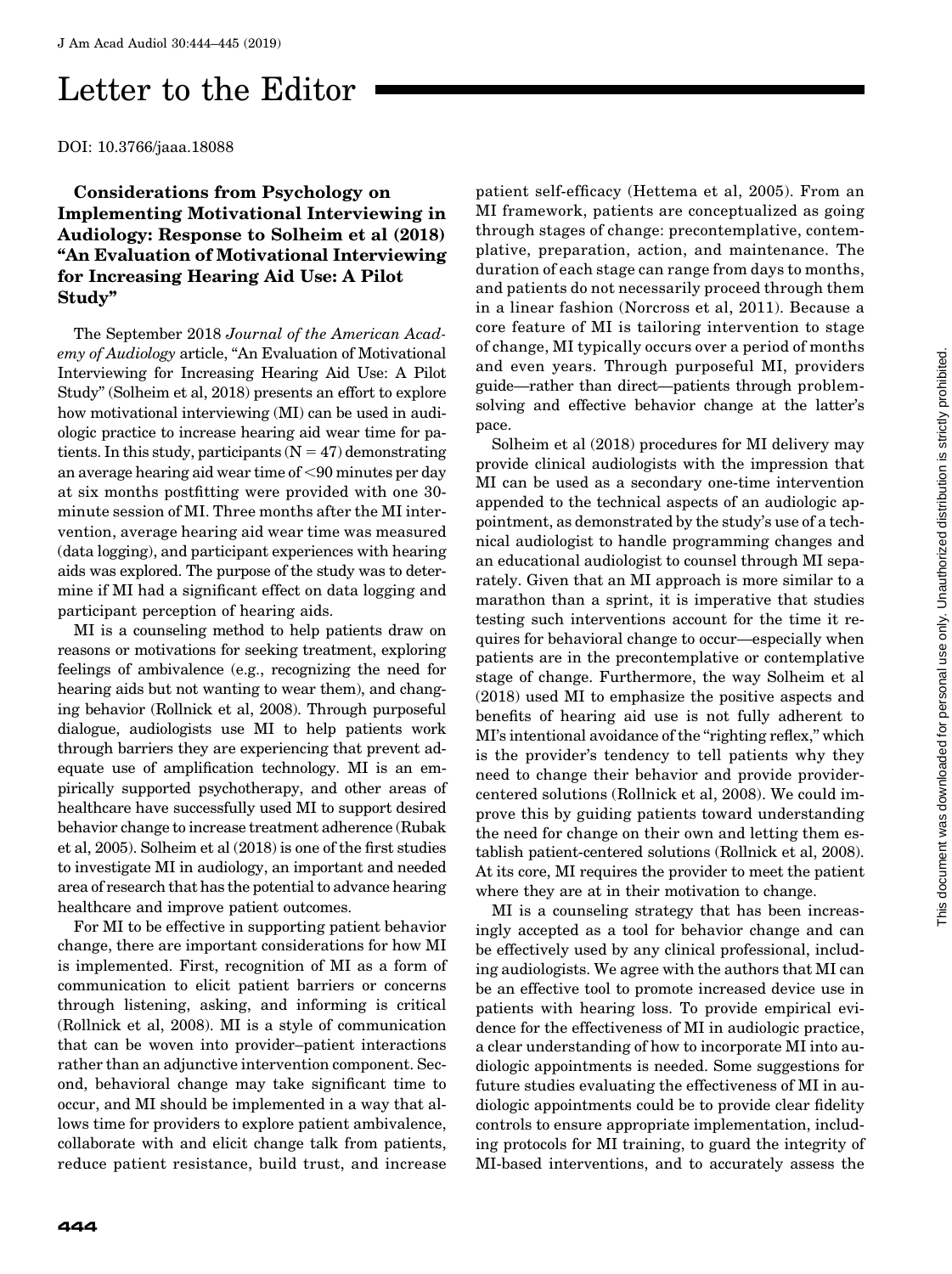# Letter to the Editor

DOI: 10.3766/jaaa.18088

### Considerations from Psychology on Implementing Motivational Interviewing in Audiology: Response to Solheim et al (2018) "An Evaluation of Motivational Interviewing for Increasing Hearing Aid Use: A Pilot Study"

The September 2018 *Journal of the American Academy of Audiology* article, "An Evaluation of Motivational Interviewing for Increasing Hearing Aid Use: A Pilot Study" (Solheim et al, 2018) presents an effort to explore how motivational interviewing (MI) can be used in audiologic practice to increase hearing aid wear time for patients. In this study, participants ($N = 47$) demonstrating an average hearing aid wear time of <90 minutes per day at six months postfitting were provided with one 30-minute session of MI. Three months after the MI intervention, average hearing aid wear time was measured (data logging), and participant experiences with hearing aids was explored. The purpose of the study was to determine if MI had a significant effect on data logging and participant perception of hearing aids.

MI is a counseling method to help patients draw on reasons or motivations for seeking treatment, exploring feelings of ambivalence (e.g., recognizing the need for hearing aids but not wanting to wear them), and changing behavior (Rollnick et al, 2008). Through purposeful dialogue, audiologists use MI to help patients work through barriers they are experiencing that prevent adequate use of amplification technology. MI is an empirically supported psychotherapy, and other areas of healthcare have successfully used MI to support desired behavior change to increase treatment adherence (Rubak et al, 2005). Solheim et al (2018) is one of the first studies to investigate MI in audiology, an important and needed area of research that has the potential to advance hearing healthcare and improve patient outcomes.

For MI to be effective in supporting patient behavior change, there are important considerations for how MI is implemented. First, recognition of MI as a form of communication to elicit patient barriers or concerns through listening, asking, and informing is critical (Rollnick et al, 2008). MI is a style of communication that can be woven into provider–patient interactions rather than an adjunctive intervention component. Second, behavioral change may take significant time to occur, and MI should be implemented in a way that allows time for providers to explore patient ambivalence, collaborate with and elicit change talk from patients, reduce patient resistance, build trust, and increase patient self-efficacy (Hettema et al, 2005). From an MI framework, patients are conceptualized as going through stages of change: precontemplative, contemplative, preparation, action, and maintenance. The duration of each stage can range from days to months, and patients do not necessarily proceed through them in a linear fashion (Norcross et al, 2011). Because a core feature of MI is tailoring intervention to stage of change, MI typically occurs over a period of months and even years. Through purposeful MI, providers guide—rather than direct—patients through problem-solving and effective behavior change at the latter's pace.

Solheim et al (2018) procedures for MI delivery may provide clinical audiologists with the impression that MI can be used as a secondary one-time intervention appended to the technical aspects of an audiologic appointment, as demonstrated by the study's use of a technical audiologist to handle programming changes and an educational audiologist to counsel through MI separately. Given that an MI approach is more similar to a marathon than a sprint, it is imperative that studies testing such interventions account for the time it requires for behavioral change to occur—especially when patients are in the precontemplative or contemplative stage of change. Furthermore, the way Solheim et al (2018) used MI to emphasize the positive aspects and benefits of hearing aid use is not fully adherent to MI's intentional avoidance of the "righting reflex," which is the provider's tendency to tell patients why they need to change their behavior and provide provider-centered solutions (Rollnick et al, 2008). We could improve this by guiding patients toward understanding the need for change on their own and letting them establish patient-centered solutions (Rollnick et al, 2008). At its core, MI requires the provider to meet the patient where they are at in their motivation to change.

MI is a counseling strategy that has been increasingly accepted as a tool for behavior change and can be effectively used by any clinical professional, including audiologists. We agree with the authors that MI can be an effective tool to promote increased device use in patients with hearing loss. To provide empirical evidence for the effectiveness of MI in audiologic practice, a clear understanding of how to incorporate MI into audiologic appointments is needed. Some suggestions for future studies evaluating the effectiveness of MI in audiologic appointments could be to provide clear fidelity controls to ensure appropriate implementation, including protocols for MI training, to guard the integrity of MI-based interventions, and to accurately assess the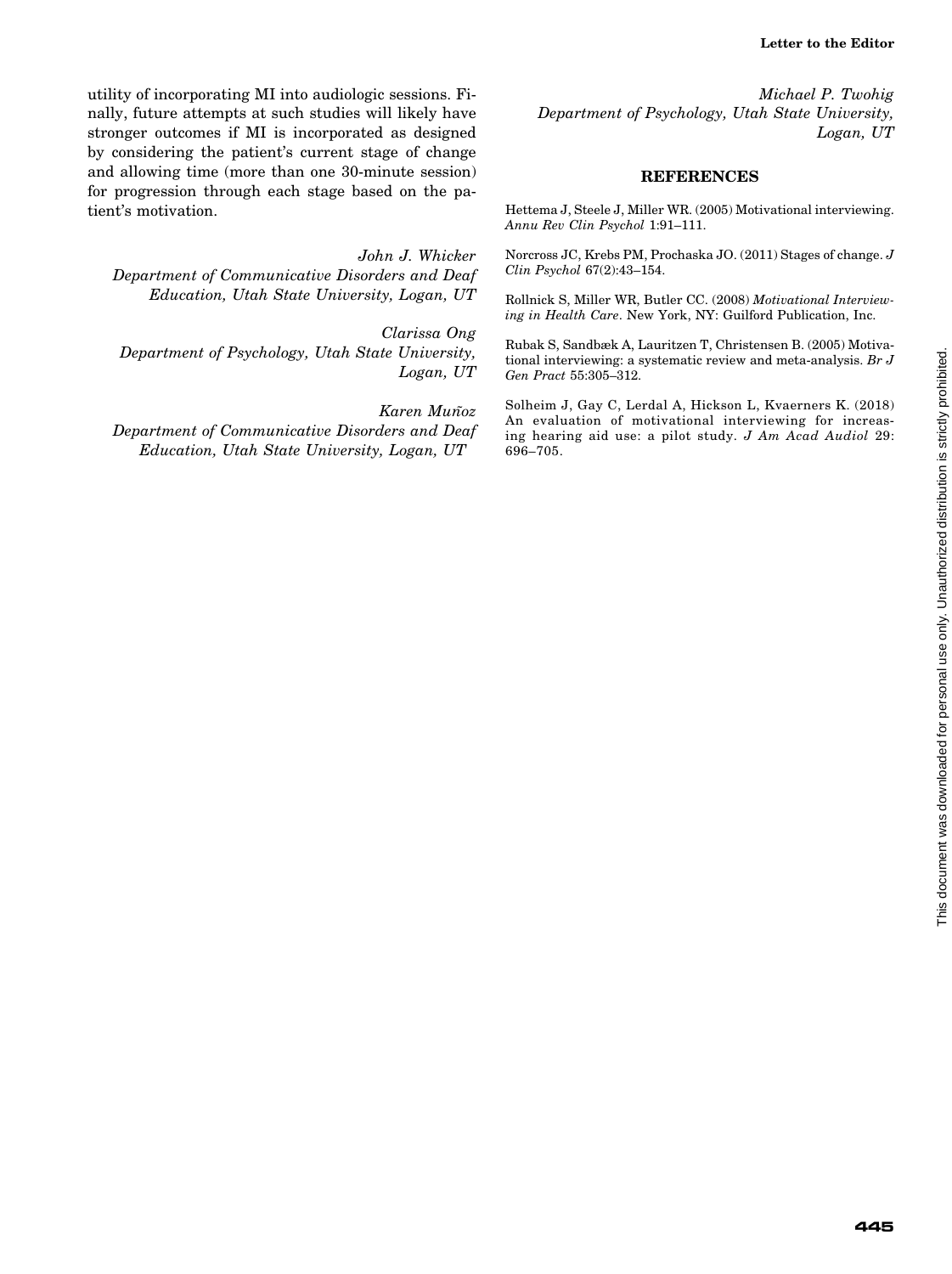utility of incorporating MI into audiologic sessions. Finally, future attempts at such studies will likely have stronger outcomes if MI is incorporated as designed by considering the patient's current stage of change and allowing time (more than one 30-minute session) for progression through each stage based on the patient's motivation.

*John J. Whicker*
*Department of Communicative Disorders and Deaf Education, Utah State University, Logan, UT*

*Clarissa Ong*
*Department of Psychology, Utah State University, Logan, UT*

*Karen Muñoz*
*Department of Communicative Disorders and Deaf Education, Utah State University, Logan, UT*

*Michael P. Twohig*
*Department of Psychology, Utah State University, Logan, UT*

## REFERENCES

Hettema J, Steele J, Miller WR. (2005) Motivational interviewing. *Annu Rev Clin Psychol* 1:91–111.

Norcross JC, Krebs PM, Prochaska JO. (2011) Stages of change. *J Clin Psychol* 67(2):43–154.

Rollnick S, Miller WR, Butler CC. (2008) *Motivational Interviewing in Health Care*. New York, NY: Guilford Publication, Inc.

Rubak S, Sandbæk A, Lauritzen T, Christensen B. (2005) Motivational interviewing: a systematic review and meta-analysis. *Br J Gen Pract* 55:305–312.

Solheim J, Gay C, Lerdal A, Hickson L, Kvaerners K. (2018) An evaluation of motivational interviewing for increasing hearing aid use: a pilot study. *J Am Acad Audiol* 29: 696–705.